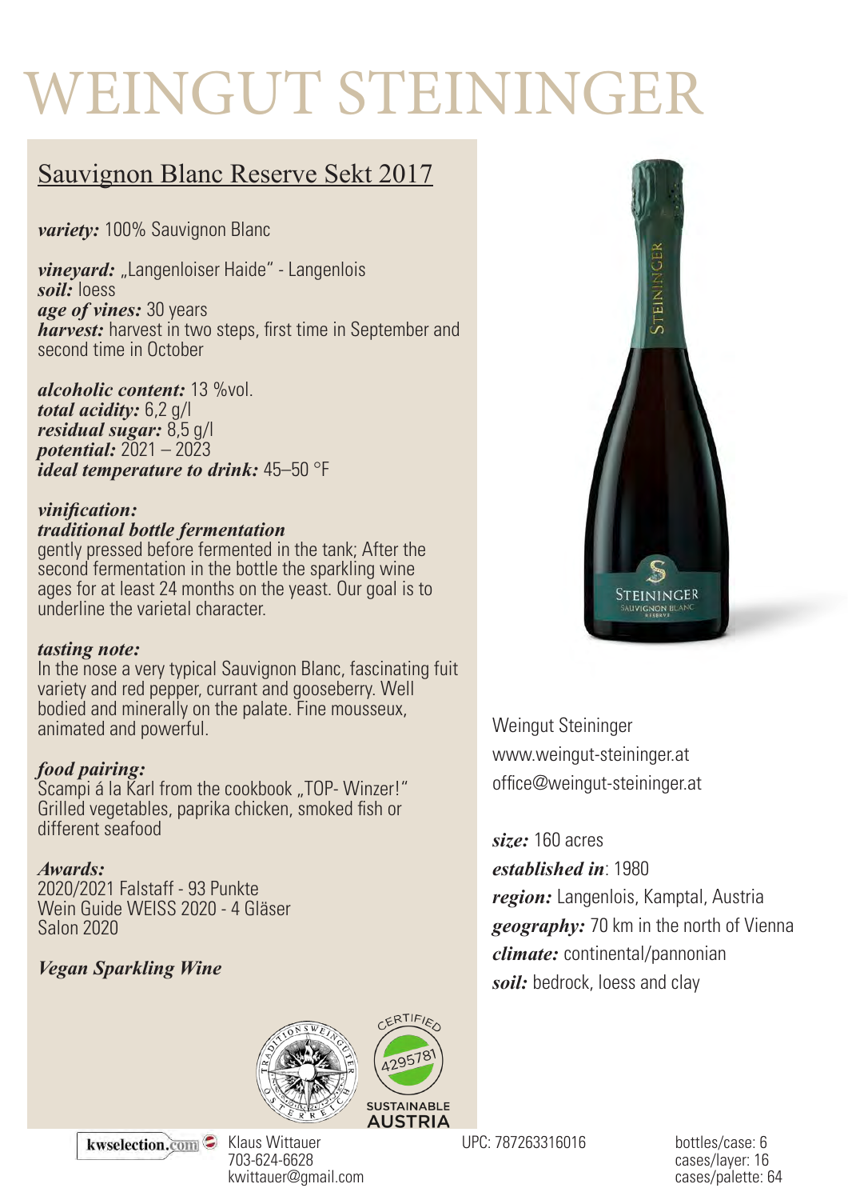# WEINGUT STEININGER

## Sauvignon Blanc Reserve Sekt 2017

***variety:*** 100% Sauvignon Blanc

***vineyard:*** „Langenloiser Haide" - Langenlois
***soil:*** loess
***age of vines:*** 30 years
***harvest:*** harvest in two steps, first time in September and second time in October

***alcoholic content:*** 13 %vol.
***total acidity:*** 6,2 g/l
***residual sugar:*** 8,5 g/l
***potential:*** 2021 – 2023
***ideal temperature to drink:*** 45–50 °F

***vinification:***
***traditional bottle fermentation***
gently pressed before fermented in the tank; After the second fermentation in the bottle the sparkling wine ages for at least 24 months on the yeast. Our goal is to underline the varietal character.

***tasting note:***
In the nose a very typical Sauvignon Blanc, fascinating fuit variety and red pepper, currant and gooseberry. Well bodied and minerally on the palate. Fine mousseux, animated and powerful.

***food pairing:***
Scampi á la Karl from the cookbook „TOP- Winzer!"
Grilled vegetables, paprika chicken, smoked fish or different seafood

***Awards:***
2020/2021 Falstaff - 93 Punkte
Wein Guide WEISS 2020 - 4 Gläser
Salon 2020

***Vegan Sparkling Wine***

Weingut Steininger
www.weingut-steininger.at
office@weingut-steininger.at

***size:*** 160 acres
***established in***: 1980
***region:*** Langenlois, Kamptal, Austria
***geography:*** 70 km in the north of Vienna
***climate:*** continental/pannonian
***soil:*** bedrock, loess and clay

CERTIFIED 4295781 SUSTAINABLE AUSTRIA

kwselection.com
Klaus Wittauer
703-624-6628
kwittauer@gmail.com

UPC: 787263316016

bottles/case: 6
cases/layer: 16
cases/palette: 64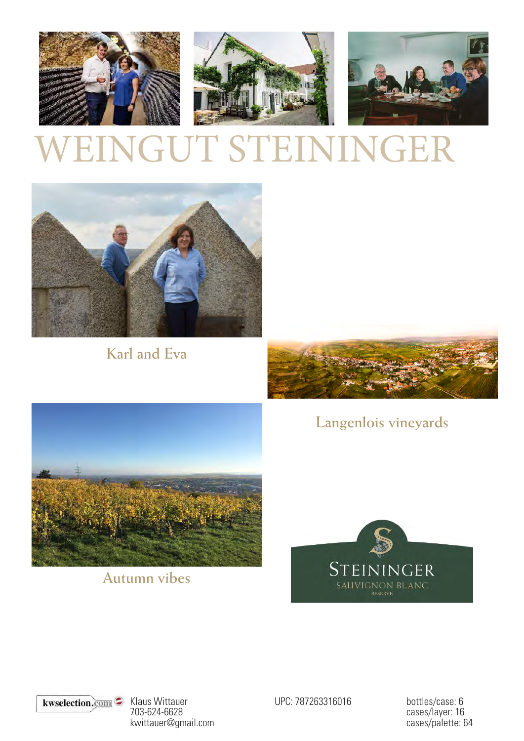# WEINGUT STEININGER

Karl and Eva

Langenlois vineyards

Autumn vibes

STEININGER
SAUVIGNON BLANC
RESERVE

kwselection.com

Klaus Wittauer
703-624-6628
kwittauer@gmail.com

UPC: 787263316016

bottles/case: 6
cases/layer: 16
cases/palette: 64